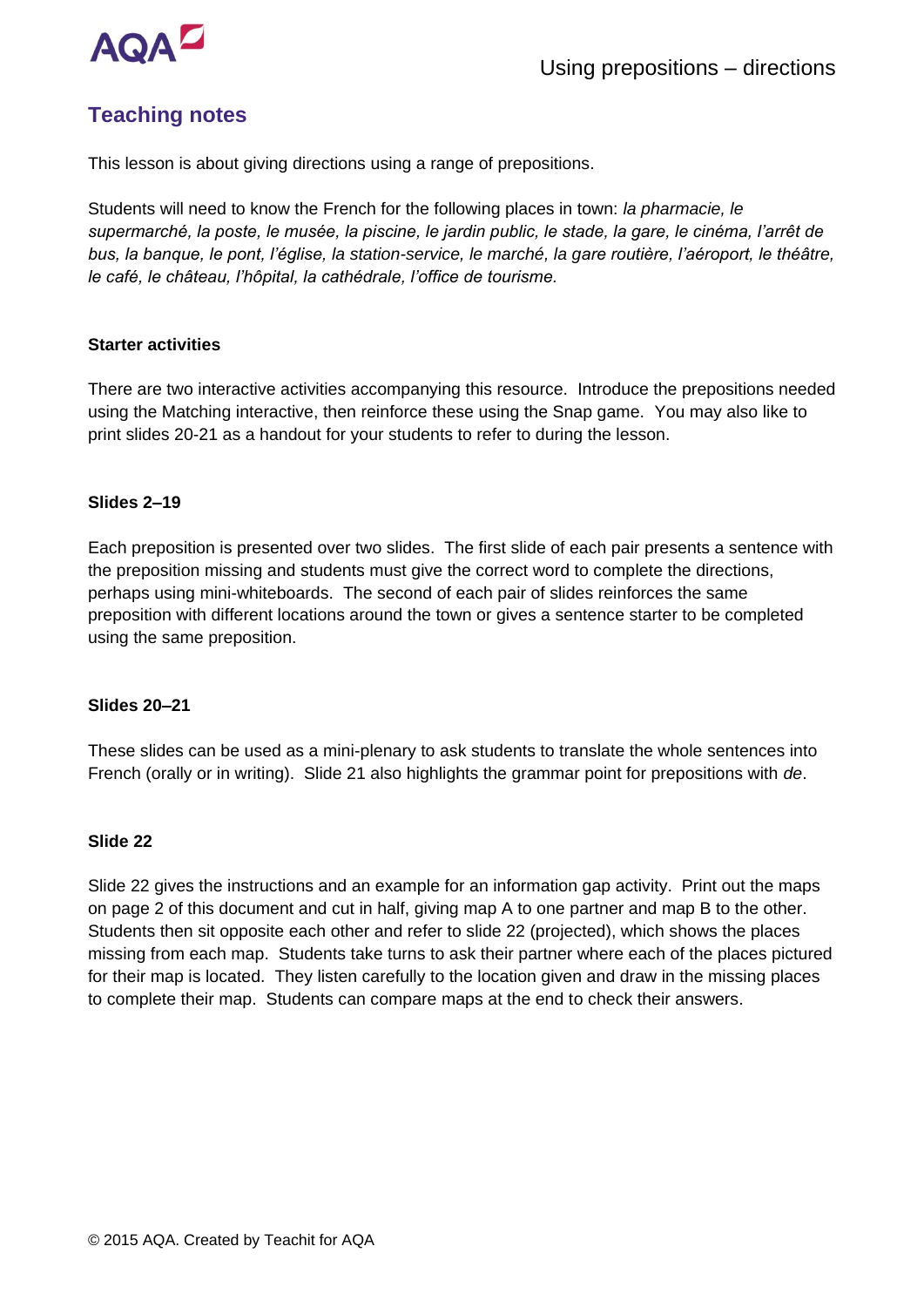# Using prepositions – directions

## Teaching notes

This lesson is about giving directions using a range of prepositions.

Students will need to know the French for the following places in town: *la pharmacie, le supermarché, la poste, le musée, la piscine, le jardin public, le stade, la gare, le cinéma, l'arrêt de bus, la banque, le pont, l'église, la station-service, le marché, la gare routière, l'aéroport, le théâtre, le café, le château, l'hôpital, la cathédrale, l'office de tourisme*.

### Starter activities

There are two interactive activities accompanying this resource. Introduce the prepositions needed using the Matching interactive, then reinforce these using the Snap game. You may also like to print slides 20-21 as a handout for your students to refer to during the lesson.

### Slides 2–19

Each preposition is presented over two slides. The first slide of each pair presents a sentence with the preposition missing and students must give the correct word to complete the directions, perhaps using mini-whiteboards. The second of each pair of slides reinforces the same preposition with different locations around the town or gives a sentence starter to be completed using the same preposition.

### Slides 20–21

These slides can be used as a mini-plenary to ask students to translate the whole sentences into French (orally or in writing). Slide 21 also highlights the grammar point for prepositions with *de*.

### Slide 22

Slide 22 gives the instructions and an example for an information gap activity. Print out the maps on page 2 of this document and cut in half, giving map A to one partner and map B to the other. Students then sit opposite each other and refer to slide 22 (projected), which shows the places missing from each map. Students take turns to ask their partner where each of the places pictured for their map is located. They listen carefully to the location given and draw in the missing places to complete their map. Students can compare maps at the end to check their answers.

© 2015 AQA. Created by Teachit for AQA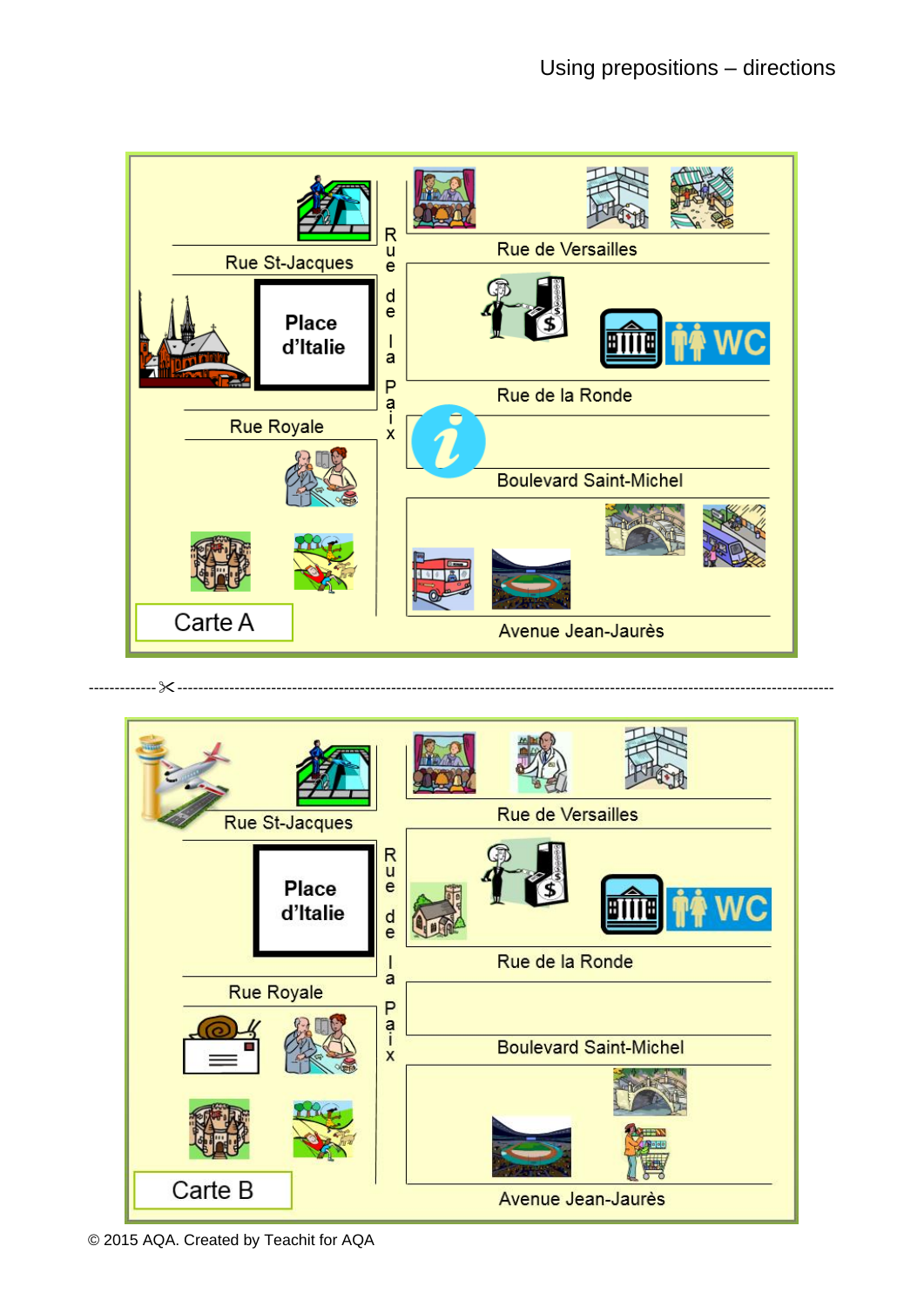Place d'Italie

Rue St-Jacques

Rue de la Paix

Rue de Versailles

Rue Royale

Rue de la Ronde

WC

Boulevard Saint-Michel

Avenue Jean-Jaurès

Carte A

Place d'Italie

Rue St-Jacques

Rue de la Paix

Rue de Versailles

Rue de la Ronde

WC

Rue Royale

Boulevard Saint-Michel

Avenue Jean-Jaurès

Carte B

© 2015 AQA. Created by Teachit for AQA